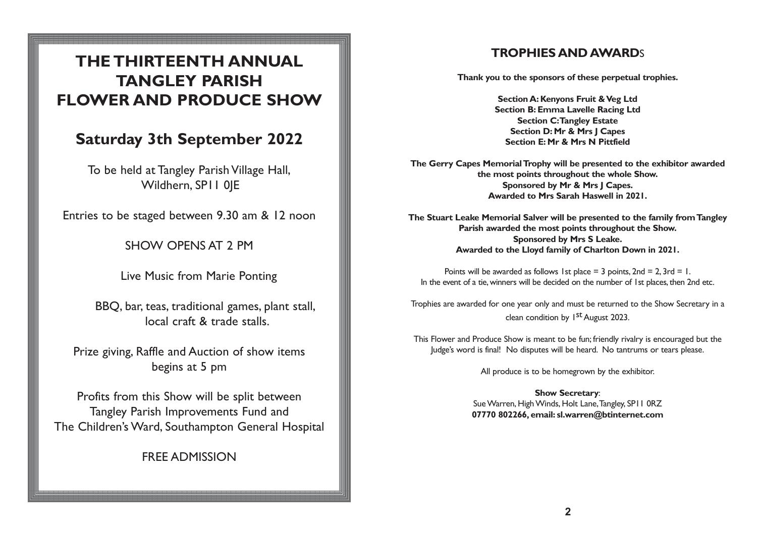# THE THIRTEENTH ANNUAL TANGLEY PARISH FLOWER AND PRODUCE SHOW

## Saturday 3th September 2022

To be held at Tangley Parish Village Hall, Wildhern, SP11 0JE

Entries to be staged between 9.30 am & 12 noon

SHOW OPENS AT 2 PM

Live Music from Marie Ponting

BBQ, bar, teas, traditional games, plant stall, local craft & trade stalls.

Prize giving, Raffle and Auction of show items begins at 5 pm

Profits from this Show will be split between Tangley Parish Improvements Fund and The Children's Ward, Southampton General Hospital

FREE ADMISSION

## TROPHIES AND AWARDS

**Thank you to the sponsors of these perpetual trophies.**

**Section A: Kenyons Fruit & Veg Ltd**
**Section B: Emma Lavelle Racing Ltd**
**Section C: Tangley Estate**
**Section D: Mr & Mrs J Capes**
**Section E: Mr & Mrs N Pittfield**

**The Gerry Capes Memorial Trophy will be presented to the exhibitor awarded the most points throughout the whole Show.**
**Sponsored by Mr & Mrs J Capes.**
**Awarded to Mrs Sarah Haswell in 2021.**

**The Stuart Leake Memorial Salver will be presented to the family from Tangley Parish awarded the most points throughout the Show.**
**Sponsored by Mrs S Leake.**
**Awarded to the Lloyd family of Charlton Down in 2021.**

Points will be awarded as follows 1st place = 3 points, 2nd = 2, 3rd = 1.
In the event of a tie, winners will be decided on the number of 1st places, then 2nd etc.

Trophies are awarded for one year only and must be returned to the Show Secretary in a clean condition by 1st August 2023.

This Flower and Produce Show is meant to be fun; friendly rivalry is encouraged but the Judge's word is final! No disputes will be heard. No tantrums or tears please.

All produce is to be homegrown by the exhibitor.

**Show Secretary**:
Sue Warren, High Winds, Holt Lane, Tangley, SP11 0RZ
**07770 802266, email: sl.warren@btinternet.com**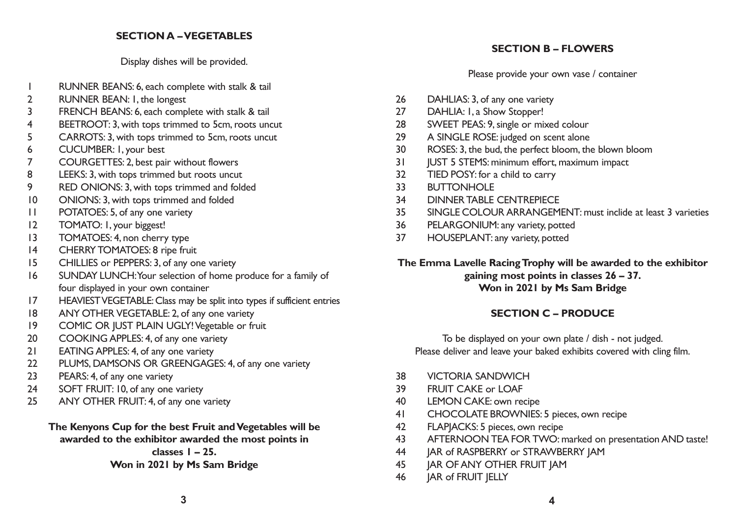## SECTION A – VEGETABLES

Display dishes will be provided.

1 RUNNER BEANS: 6, each complete with stalk & tail
2 RUNNER BEAN: 1, the longest
3 FRENCH BEANS: 6, each complete with stalk & tail
4 BEETROOT: 3, with tops trimmed to 5cm, roots uncut
5 CARROTS: 3, with tops trimmed to 5cm, roots uncut
6 CUCUMBER: 1, your best
7 COURGETTES: 2, best pair without flowers
8 LEEKS: 3, with tops trimmed but roots uncut
9 RED ONIONS: 3, with tops trimmed and folded
10 ONIONS: 3, with tops trimmed and folded
11 POTATOES: 5, of any one variety
12 TOMATO: 1, your biggest!
13 TOMATOES: 4, non cherry type
14 CHERRY TOMATOES: 8 ripe fruit
15 CHILLIES or PEPPERS: 3, of any one variety
16 SUNDAY LUNCH: Your selection of home produce for a family of four displayed in your own container
17 HEAVIEST VEGETABLE: Class may be split into types if sufficient entries
18 ANY OTHER VEGETABLE: 2, of any one variety
19 COMIC OR JUST PLAIN UGLY! Vegetable or fruit
20 COOKING APPLES: 4, of any one variety
21 EATING APPLES: 4, of any one variety
22 PLUMS, DAMSONS OR GREENGAGES: 4, of any one variety
23 PEARS: 4, of any one variety
24 SOFT FRUIT: 10, of any one variety
25 ANY OTHER FRUIT: 4, of any one variety

**The Kenyons Cup for the best Fruit and Vegetables will be awarded to the exhibitor awarded the most points in classes 1 – 25.**
**Won in 2021 by Ms Sam Bridge**

## SECTION B – FLOWERS

Please provide your own vase / container

26 DAHLIAS: 3, of any one variety
27 DAHLIA: 1, a Show Stopper!
28 SWEET PEAS: 9, single or mixed colour
29 A SINGLE ROSE: judged on scent alone
30 ROSES: 3, the bud, the perfect bloom, the blown bloom
31 JUST 5 STEMS: minimum effort, maximum impact
32 TIED POSY: for a child to carry
33 BUTTONHOLE
34 DINNER TABLE CENTREPIECE
35 SINGLE COLOUR ARRANGEMENT: must inclide at least 3 varieties
36 PELARGONIUM: any variety, potted
37 HOUSEPLANT: any variety, potted

**The Emma Lavelle Racing Trophy will be awarded to the exhibitor gaining most points in classes 26 – 37.**
**Won in 2021 by Ms Sam Bridge**

## SECTION C – PRODUCE

To be displayed on your own plate / dish - not judged.
Please deliver and leave your baked exhibits covered with cling film.

38 VICTORIA SANDWICH
39 FRUIT CAKE or LOAF
40 LEMON CAKE: own recipe
41 CHOCOLATE BROWNIES: 5 pieces, own recipe
42 FLAPJACKS: 5 pieces, own recipe
43 AFTERNOON TEA FOR TWO: marked on presentation AND taste!
44 JAR of RASPBERRY or STRAWBERRY JAM
45 JAR OF ANY OTHER FRUIT JAM
46 JAR of FRUIT JELLY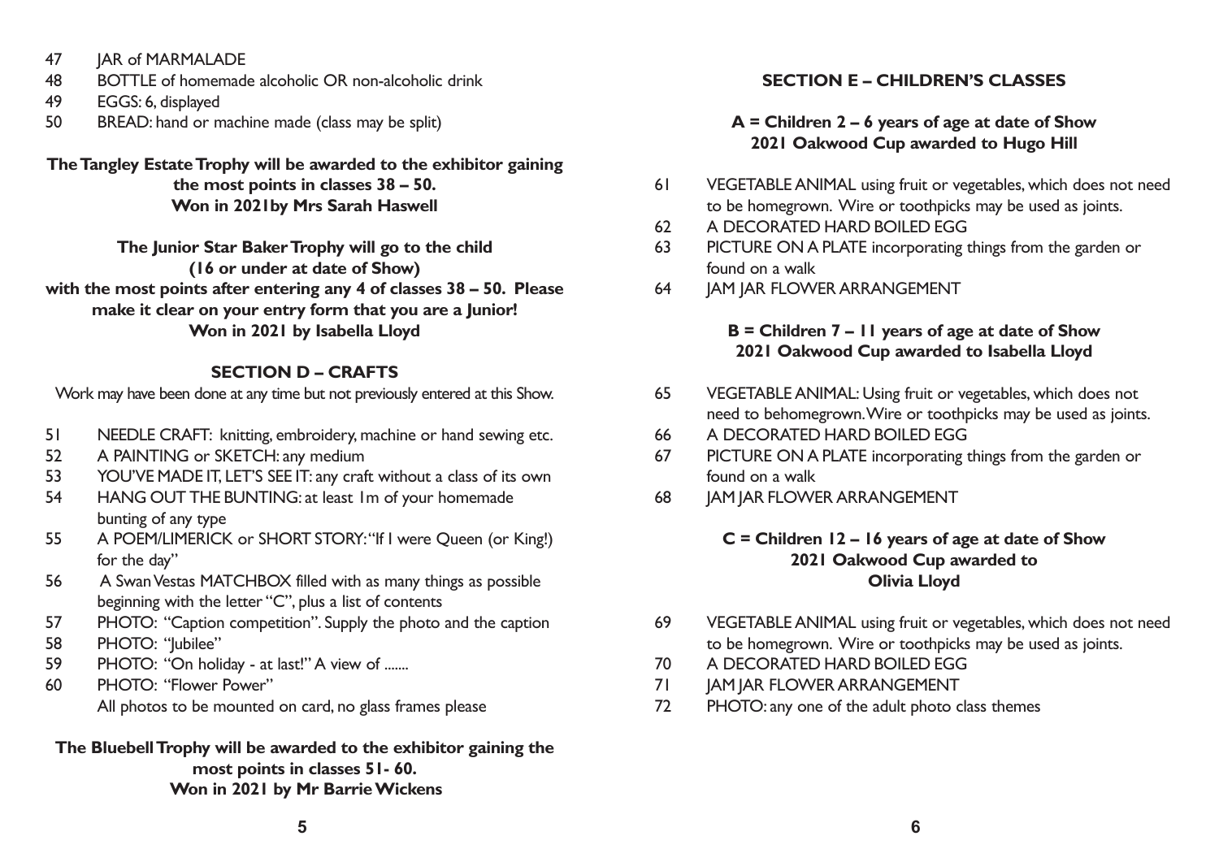47 JAR of MARMALADE
48 BOTTLE of homemade alcoholic OR non-alcoholic drink
49 EGGS: 6, displayed
50 BREAD: hand or machine made (class may be split)

**The Tangley Estate Trophy will be awarded to the exhibitor gaining the most points in classes 38 – 50.**
**Won in 2021by Mrs Sarah Haswell**

**The Junior Star Baker Trophy will go to the child (16 or under at date of Show) with the most points after entering any 4 of classes 38 – 50. Please make it clear on your entry form that you are a Junior!**
**Won in 2021 by Isabella Lloyd**

## SECTION D – CRAFTS

Work may have been done at any time but not previously entered at this Show.

51 NEEDLE CRAFT: knitting, embroidery, machine or hand sewing etc.
52 A PAINTING or SKETCH: any medium
53 YOU'VE MADE IT, LET'S SEE IT: any craft without a class of its own
54 HANG OUT THE BUNTING: at least 1m of your homemade bunting of any type
55 A POEM/LIMERICK or SHORT STORY: "If I were Queen (or King!) for the day"
56 A Swan Vestas MATCHBOX filled with as many things as possible beginning with the letter "C", plus a list of contents
57 PHOTO: "Caption competition". Supply the photo and the caption
58 PHOTO: "Jubilee"
59 PHOTO: "On holiday - at last!" A view of .......
60 PHOTO: "Flower Power"
All photos to be mounted on card, no glass frames please

**The Bluebell Trophy will be awarded to the exhibitor gaining the most points in classes 51- 60.**
**Won in 2021 by Mr Barrie Wickens**

## SECTION E – CHILDREN'S CLASSES

### A = Children 2 – 6 years of age at date of Show
**2021 Oakwood Cup awarded to Hugo Hill**

61 VEGETABLE ANIMAL using fruit or vegetables, which does not need to be homegrown. Wire or toothpicks may be used as joints.
62 A DECORATED HARD BOILED EGG
63 PICTURE ON A PLATE incorporating things from the garden or found on a walk
64 JAM JAR FLOWER ARRANGEMENT

### B = Children 7 – 11 years of age at date of Show
**2021 Oakwood Cup awarded to Isabella Lloyd**

65 VEGETABLE ANIMAL: Using fruit or vegetables, which does not need to behomegrown. Wire or toothpicks may be used as joints.
66 A DECORATED HARD BOILED EGG
67 PICTURE ON A PLATE incorporating things from the garden or found on a walk
68 JAM JAR FLOWER ARRANGEMENT

### C = Children 12 – 16 years of age at date of Show
**2021 Oakwood Cup awarded to Olivia Lloyd**

69 VEGETABLE ANIMAL using fruit or vegetables, which does not need to be homegrown. Wire or toothpicks may be used as joints.
70 A DECORATED HARD BOILED EGG
71 JAM JAR FLOWER ARRANGEMENT
72 PHOTO: any one of the adult photo class themes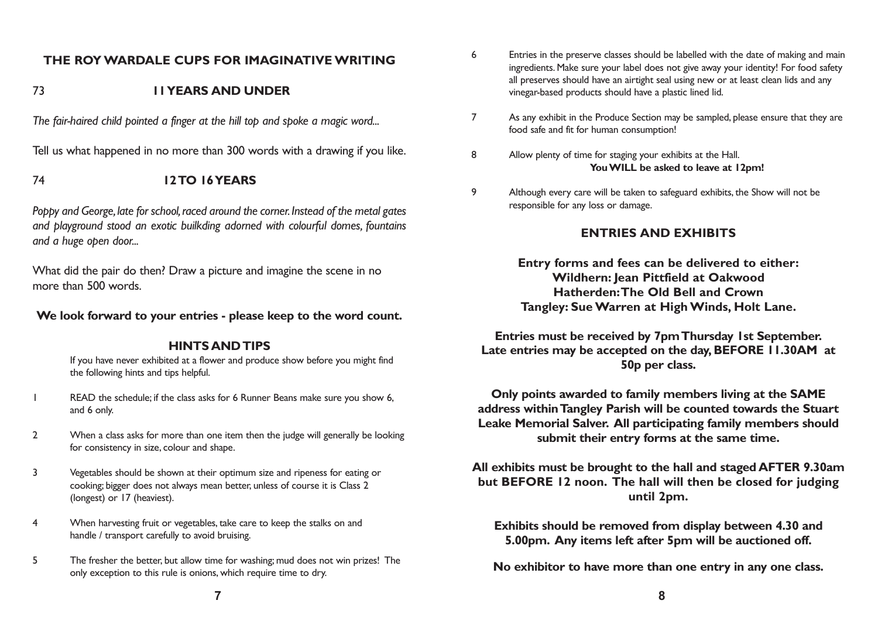## THE ROY WARDALE CUPS FOR IMAGINATIVE WRITING

### 73 11 YEARS AND UNDER

*The fair-haired child pointed a finger at the hill top and spoke a magic word...*

Tell us what happened in no more than 300 words with a drawing if you like.

### 74 12 TO 16 YEARS

*Poppy and George, late for school, raced around the corner. Instead of the metal gates and playground stood an exotic builkding adorned with colourful domes, fountains and a huge open door...*

What did the pair do then? Draw a picture and imagine the scene in no more than 500 words.

**We look forward to your entries - please keep to the word count.**

### HINTS AND TIPS

If you have never exhibited at a flower and produce show before you might find the following hints and tips helpful.

1. READ the schedule; if the class asks for 6 Runner Beans make sure you show 6, and 6 only.
2. When a class asks for more than one item then the judge will generally be looking for consistency in size, colour and shape.
3. Vegetables should be shown at their optimum size and ripeness for eating or cooking; bigger does not always mean better, unless of course it is Class 2 (longest) or 17 (heaviest).
4. When harvesting fruit or vegetables, take care to keep the stalks on and handle / transport carefully to avoid bruising.
5. The fresher the better, but allow time for washing; mud does not win prizes! The only exception to this rule is onions, which require time to dry.
6. Entries in the preserve classes should be labelled with the date of making and main ingredients. Make sure your label does not give away your identity! For food safety all preserves should have an airtight seal using new or at least clean lids and any vinegar-based products should have a plastic lined lid.
7. As any exhibit in the Produce Section may be sampled, please ensure that they are food safe and fit for human consumption!
8. Allow plenty of time for staging your exhibits at the Hall.
   **You WILL be asked to leave at 12pm!**
9. Although every care will be taken to safeguard exhibits, the Show will not be responsible for any loss or damage.

## ENTRIES AND EXHIBITS

**Entry forms and fees can be delivered to either:**
**Wildhern: Jean Pittfield at Oakwood**
**Hatherden: The Old Bell and Crown**
**Tangley: Sue Warren at High Winds, Holt Lane.**

**Entries must be received by 7pm Thursday 1st September. Late entries may be accepted on the day, BEFORE 11.30AM at 50p per class.**

**Only points awarded to family members living at the SAME address within Tangley Parish will be counted towards the Stuart Leake Memorial Salver. All participating family members should submit their entry forms at the same time.**

**All exhibits must be brought to the hall and staged AFTER 9.30am but BEFORE 12 noon. The hall will then be closed for judging until 2pm.**

**Exhibits should be removed from display between 4.30 and 5.00pm. Any items left after 5pm will be auctioned off.**

**No exhibitor to have more than one entry in any one class.**